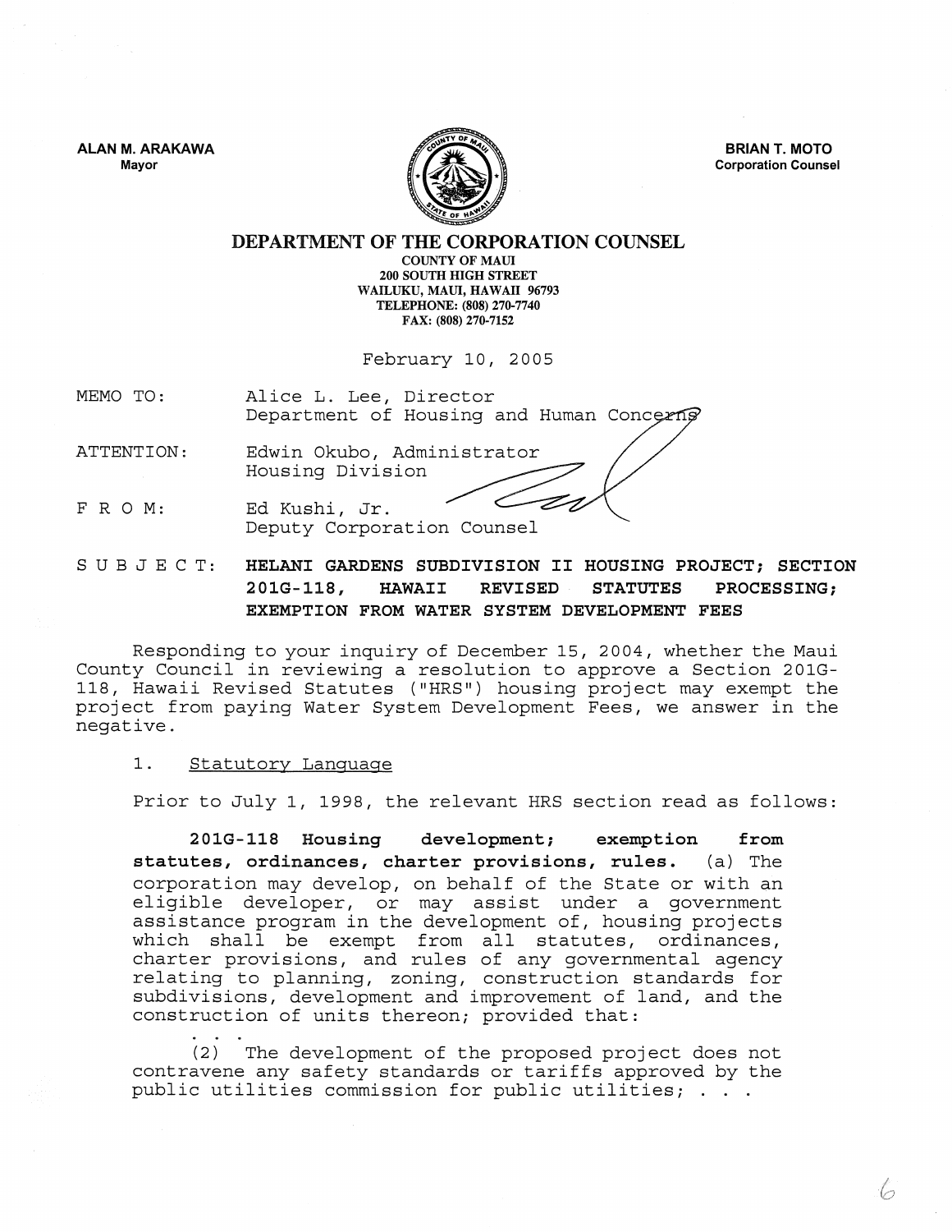**ALAN M. ARAKAWA**
Mayor

**BRIAN T. MOTO**
Corporation Counsel

# DEPARTMENT OF THE CORPORATION COUNSEL

COUNTY OF MAUI
200 SOUTH HIGH STREET
WAILUKU, MAUI, HAWAII 96793
TELEPHONE: (808) 270-7740
FAX: (808) 270-7152

February 10, 2005

MEMO TO: Alice L. Lee, Director
Department of Housing and Human Concerns

ATTENTION: Edwin Okubo, Administrator
Housing Division

F R O M: Ed Kushi, Jr.
Deputy Corporation Counsel

S U B J E C T: **HELANI GARDENS SUBDIVISION II HOUSING PROJECT; SECTION 201G-118, HAWAII REVISED STATUTES PROCESSING; EXEMPTION FROM WATER SYSTEM DEVELOPMENT FEES**

Responding to your inquiry of December 15, 2004, whether the Maui County Council in reviewing a resolution to approve a Section 201G-118, Hawaii Revised Statutes ("HRS") housing project may exempt the project from paying Water System Development Fees, we answer in the negative.

1. Statutory Language

Prior to July 1, 1998, the relevant HRS section read as follows:

> **201G-118 Housing development; exemption from statutes, ordinances, charter provisions, rules.** (a) The corporation may develop, on behalf of the State or with an eligible developer, or may assist under a government assistance program in the development of, housing projects which shall be exempt from all statutes, ordinances, charter provisions, and rules of any governmental agency relating to planning, zoning, construction standards for subdivisions, development and improvement of land, and the construction of units thereon; provided that:
>
> . . .
>
> (2) The development of the proposed project does not contravene any safety standards or tariffs approved by the public utilities commission for public utilities; . . .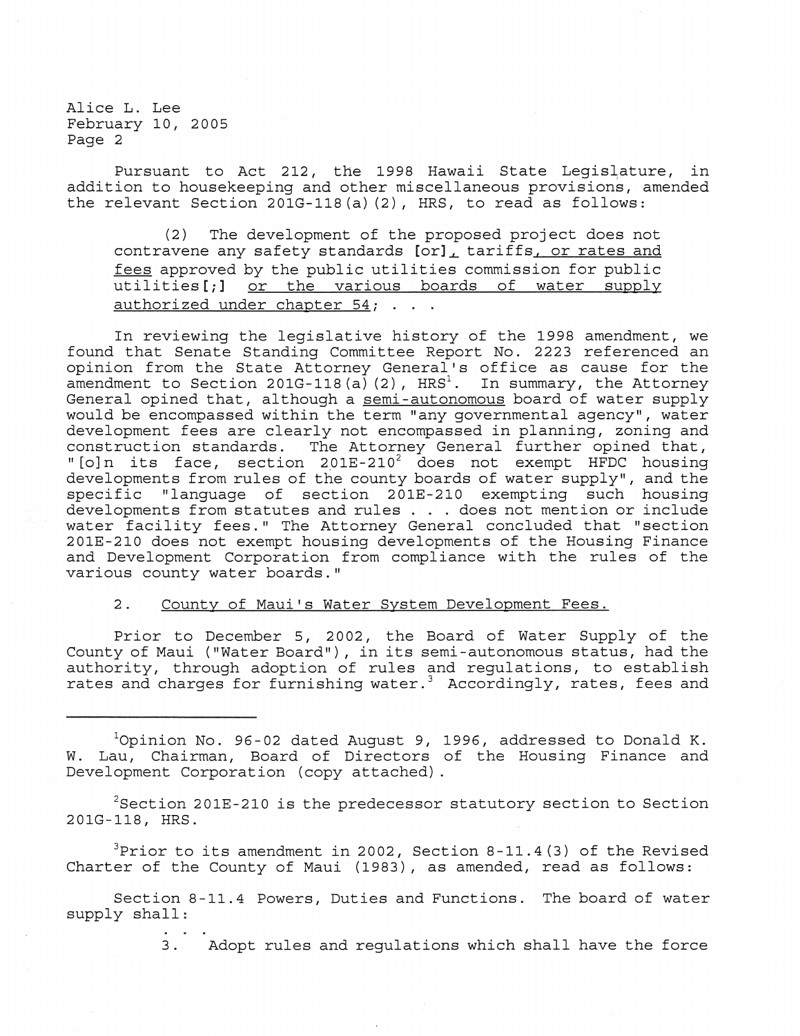Pursuant to Act 212, the 1998 Hawaii State Legislature, in addition to housekeeping and other miscellaneous provisions, amended the relevant Section 201G-118(a)(2), HRS, to read as follows:

> (2) The development of the proposed project does not contravene any safety standards [or], tariffs, or rates and fees approved by the public utilities commission for public utilities[;] or the various boards of water supply authorized under chapter 54; . . .

In reviewing the legislative history of the 1998 amendment, we found that Senate Standing Committee Report No. 2223 referenced an opinion from the State Attorney General's office as cause for the amendment to Section 201G-118(a)(2), HRS[1]. In summary, the Attorney General opined that, although a semi-autonomous board of water supply would be encompassed within the term "any governmental agency", water development fees are clearly not encompassed in planning, zoning and construction standards. The Attorney General further opined that, "[o]n its face, section 201E-210[2] does not exempt HFDC housing developments from rules of the county boards of water supply", and the specific "language of section 201E-210 exempting such housing developments from statutes and rules . . . does not mention or include water facility fees." The Attorney General concluded that "section 201E-210 does not exempt housing developments of the Housing Finance and Development Corporation from compliance with the rules of the various county water boards."

2. County of Maui's Water System Development Fees.

Prior to December 5, 2002, the Board of Water Supply of the County of Maui ("Water Board"), in its semi-autonomous status, had the authority, through adoption of rules and regulations, to establish rates and charges for furnishing water.[3] Accordingly, rates, fees and

---

[1] Opinion No. 96-02 dated August 9, 1996, addressed to Donald K. W. Lau, Chairman, Board of Directors of the Housing Finance and Development Corporation (copy attached).

[2] Section 201E-210 is the predecessor statutory section to Section 201G-118, HRS.

[3] Prior to its amendment in 2002, Section 8-11.4(3) of the Revised Charter of the County of Maui (1983), as amended, read as follows:

Section 8-11.4 Powers, Duties and Functions. The board of water supply shall:

. . .

3. Adopt rules and regulations which shall have the force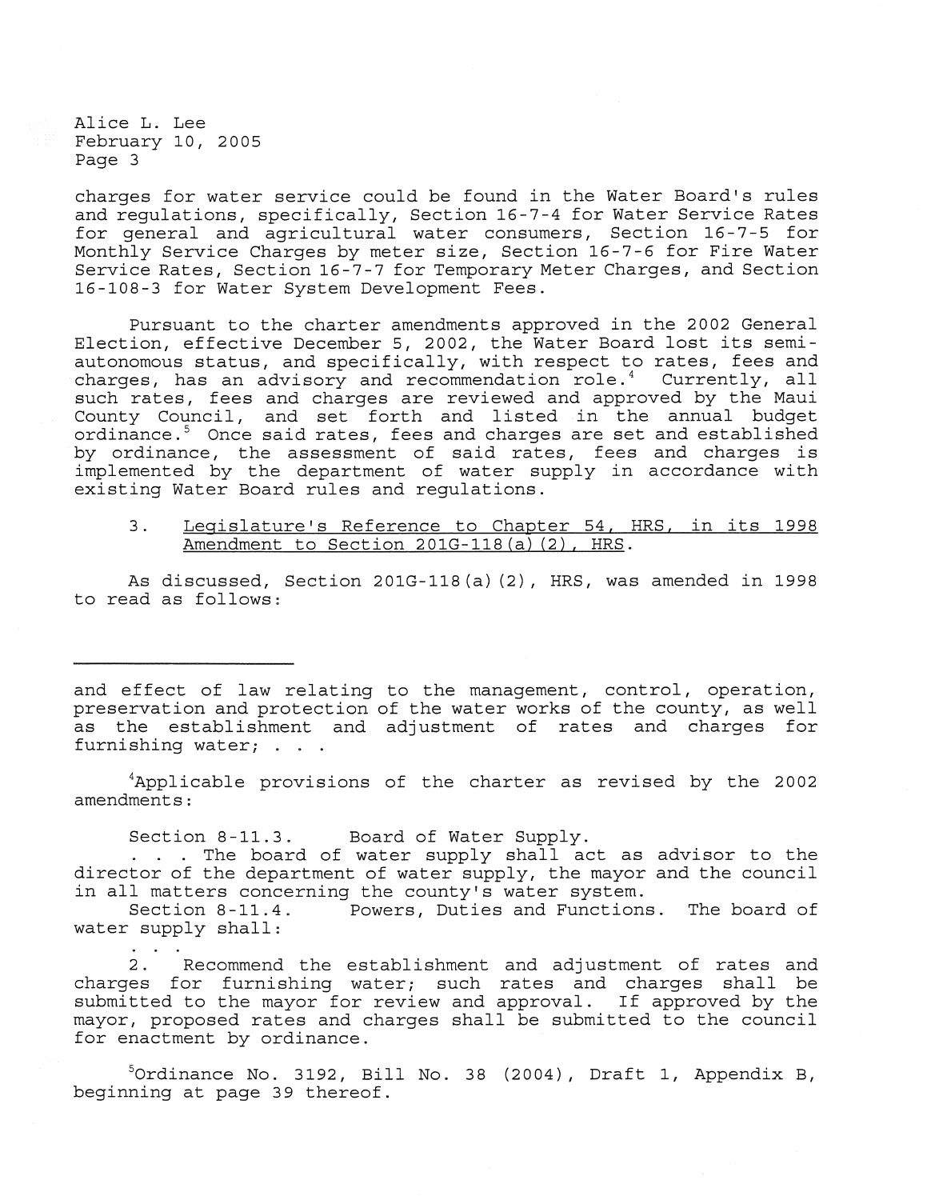charges for water service could be found in the Water Board's rules and regulations, specifically, Section 16-7-4 for Water Service Rates for general and agricultural water consumers, Section 16-7-5 for Monthly Service Charges by meter size, Section 16-7-6 for Fire Water Service Rates, Section 16-7-7 for Temporary Meter Charges, and Section 16-108-3 for Water System Development Fees.

Pursuant to the charter amendments approved in the 2002 General Election, effective December 5, 2002, the Water Board lost its semi-autonomous status, and specifically, with respect to rates, fees and charges, has an advisory and recommendation role.[4] Currently, all such rates, fees and charges are reviewed and approved by the Maui County Council, and set forth and listed in the annual budget ordinance.[5] Once said rates, fees and charges are set and established by ordinance, the assessment of said rates, fees and charges is implemented by the department of water supply in accordance with existing Water Board rules and regulations.

3. <u>Legislature's Reference to Chapter 54, HRS, in its 1998 Amendment to Section 201G-118(a)(2), HRS</u>.

As discussed, Section 201G-118(a)(2), HRS, was amended in 1998 to read as follows:

---

and effect of law relating to the management, control, operation, preservation and protection of the water works of the county, as well as the establishment and adjustment of rates and charges for furnishing water; . . .

[4]Applicable provisions of the charter as revised by the 2002 amendments:

Section 8-11.3. Board of Water Supply.
. . . The board of water supply shall act as advisor to the director of the department of water supply, the mayor and the council in all matters concerning the county's water system.
Section 8-11.4. Powers, Duties and Functions. The board of water supply shall:
. . .
2. Recommend the establishment and adjustment of rates and charges for furnishing water; such rates and charges shall be submitted to the mayor for review and approval. If approved by the mayor, proposed rates and charges shall be submitted to the council for enactment by ordinance.

[5]Ordinance No. 3192, Bill No. 38 (2004), Draft 1, Appendix B, beginning at page 39 thereof.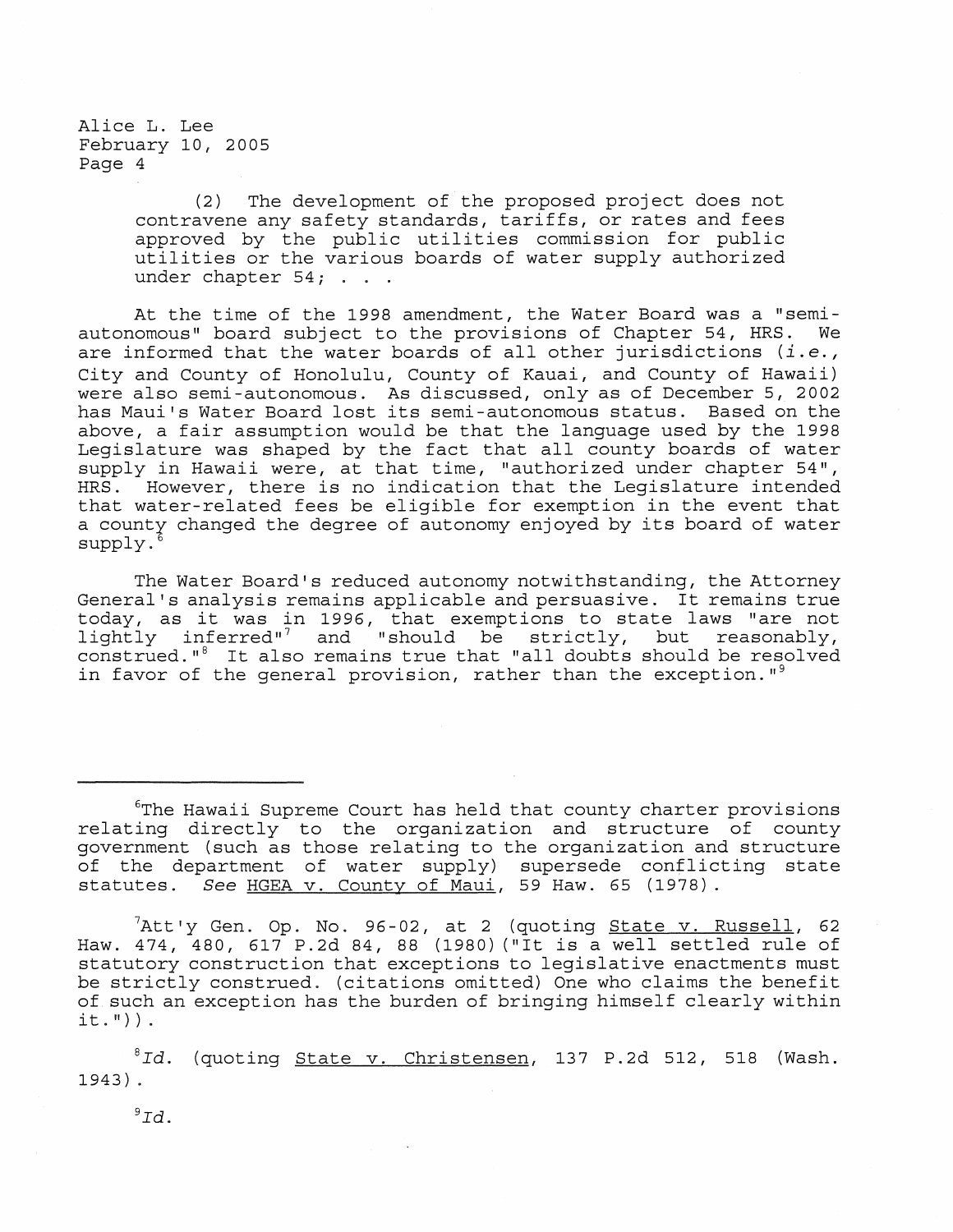(2) The development of the proposed project does not contravene any safety standards, tariffs, or rates and fees approved by the public utilities commission for public utilities or the various boards of water supply authorized under chapter 54; . . .

At the time of the 1998 amendment, the Water Board was a "semi-autonomous" board subject to the provisions of Chapter 54, HRS. We are informed that the water boards of all other jurisdictions (*i.e.*, City and County of Honolulu, County of Kauai, and County of Hawaii) were also semi-autonomous. As discussed, only as of December 5, 2002 has Maui's Water Board lost its semi-autonomous status. Based on the above, a fair assumption would be that the language used by the 1998 Legislature was shaped by the fact that all county boards of water supply in Hawaii were, at that time, "authorized under chapter 54", HRS. However, there is no indication that the Legislature intended that water-related fees be eligible for exemption in the event that a county changed the degree of autonomy enjoyed by its board of water supply.[6]

The Water Board's reduced autonomy notwithstanding, the Attorney General's analysis remains applicable and persuasive. It remains true today, as it was in 1996, that exemptions to state laws "are not lightly inferred"[7] and "should be strictly, but reasonably, construed."[8] It also remains true that "all doubts should be resolved in favor of the general provision, rather than the exception."[9]

---

[6]The Hawaii Supreme Court has held that county charter provisions relating directly to the organization and structure of county government (such as those relating to the organization and structure of the department of water supply) supersede conflicting state statutes. *See* HGEA v. County of Maui, 59 Haw. 65 (1978).

[7]Att'y Gen. Op. No. 96-02, at 2 (quoting State v. Russell, 62 Haw. 474, 480, 617 P.2d 84, 88 (1980)("It is a well settled rule of statutory construction that exceptions to legislative enactments must be strictly construed. (citations omitted) One who claims the benefit of such an exception has the burden of bringing himself clearly within it.")).

[8]*Id.* (quoting State v. Christensen, 137 P.2d 512, 518 (Wash. 1943).

[9]*Id.*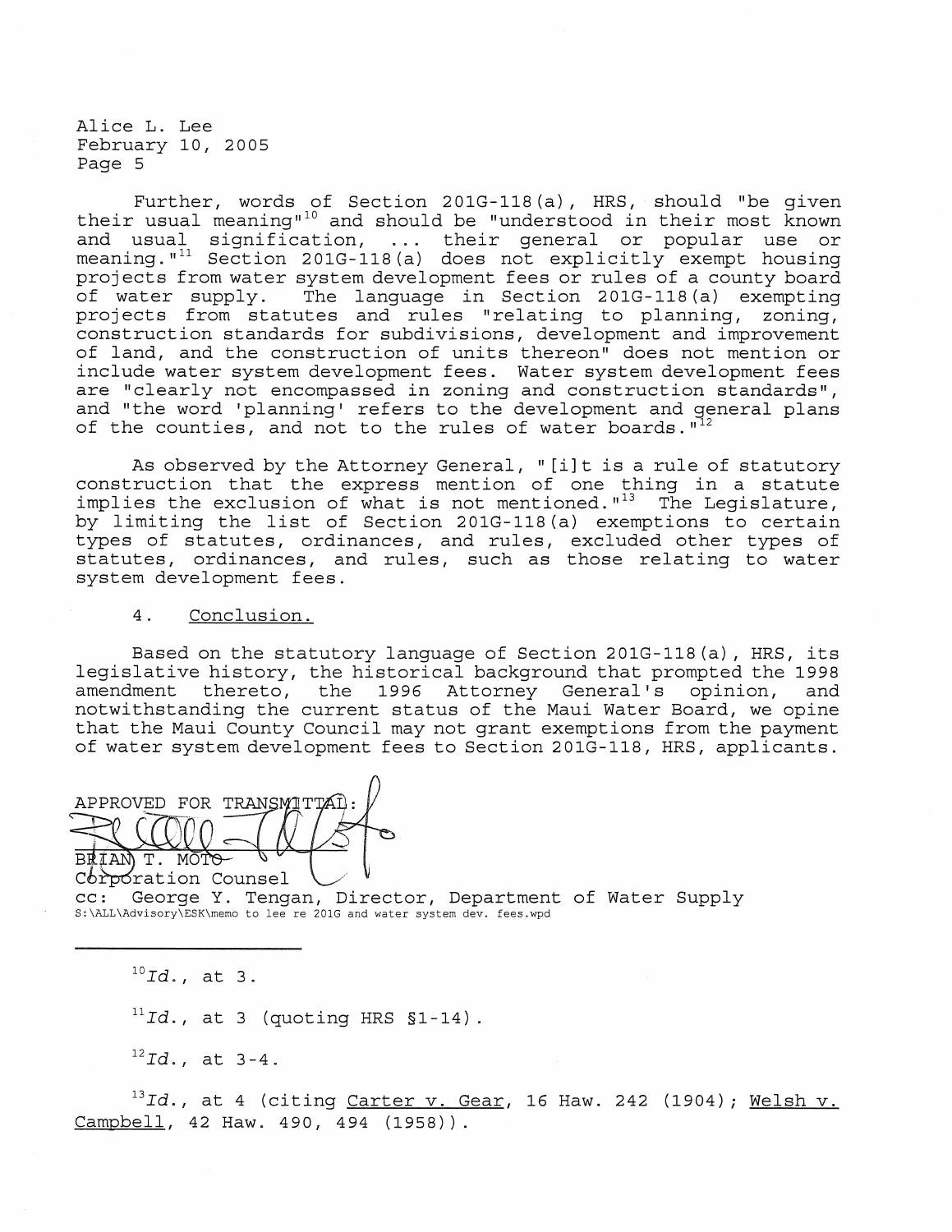Further, words of Section 201G-118(a), HRS, should "be given their usual meaning"[10] and should be "understood in their most known and usual signification, ... their general or popular use or meaning."[11] Section 201G-118(a) does not explicitly exempt housing projects from water system development fees or rules of a county board of water supply. The language in Section 201G-118(a) exempting projects from statutes and rules "relating to planning, zoning, construction standards for subdivisions, development and improvement of land, and the construction of units thereon" does not mention or include water system development fees. Water system development fees are "clearly not encompassed in zoning and construction standards", and "the word 'planning' refers to the development and general plans of the counties, and not to the rules of water boards."[12]

As observed by the Attorney General, "[i]t is a rule of statutory construction that the express mention of one thing in a statute implies the exclusion of what is not mentioned."[13] The Legislature, by limiting the list of Section 201G-118(a) exemptions to certain types of statutes, ordinances, and rules, excluded other types of statutes, ordinances, and rules, such as those relating to water system development fees.

4. <u>Conclusion.</u>

Based on the statutory language of Section 201G-118(a), HRS, its legislative history, the historical background that prompted the 1998 amendment thereto, the 1996 Attorney General's opinion, and notwithstanding the current status of the Maui Water Board, we opine that the Maui County Council may not grant exemptions from the payment of water system development fees to Section 201G-118, HRS, applicants.

APPROVED FOR TRANSMITTAL:

BRIAN T. MOTO
Corporation Counsel

cc: George Y. Tengan, Director, Department of Water Supply
S:\ALL\Advisory\ESK\memo to lee re 201G and water system dev. fees.wpd

---

[10] *Id.*, at 3.

[11] *Id.*, at 3 (quoting HRS §1-14).

[12] *Id.*, at 3-4.

[13] *Id.*, at 4 (citing <u>Carter v. Gear</u>, 16 Haw. 242 (1904); <u>Welsh v. Campbell</u>, 42 Haw. 490, 494 (1958)).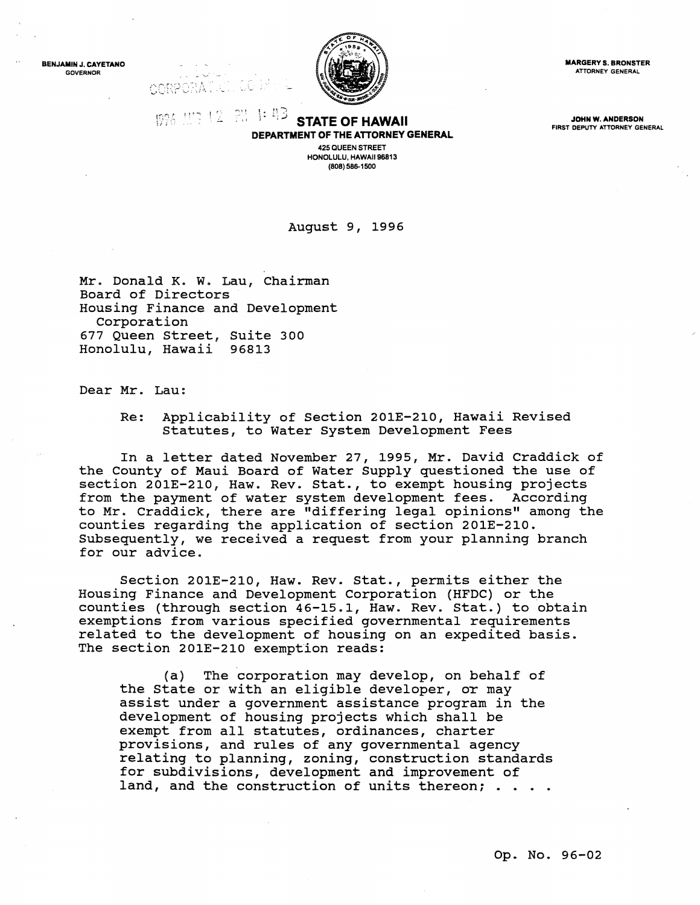BENJAMIN J. CAYETANO
GOVERNOR

MARGERY S. BRONSTER
ATTORNEY GENERAL

JOHN W. ANDERSON
FIRST DEPUTY ATTORNEY GENERAL

**STATE OF HAWAII**
**DEPARTMENT OF THE ATTORNEY GENERAL**
425 QUEEN STREET
HONOLULU, HAWAII 96813
(808) 586-1500

August 9, 1996

Mr. Donald K. W. Lau, Chairman
Board of Directors
Housing Finance and Development Corporation
677 Queen Street, Suite 300
Honolulu, Hawaii 96813

Dear Mr. Lau:

Re: Applicability of Section 201E-210, Hawaii Revised Statutes, to Water System Development Fees

In a letter dated November 27, 1995, Mr. David Craddick of the County of Maui Board of Water Supply questioned the use of section 201E-210, Haw. Rev. Stat., to exempt housing projects from the payment of water system development fees. According to Mr. Craddick, there are "differing legal opinions" among the counties regarding the application of section 201E-210. Subsequently, we received a request from your planning branch for our advice.

Section 201E-210, Haw. Rev. Stat., permits either the Housing Finance and Development Corporation (HFDC) or the counties (through section 46-15.1, Haw. Rev. Stat.) to obtain exemptions from various specified governmental requirements related to the development of housing on an expedited basis. The section 201E-210 exemption reads:

> (a) The corporation may develop, on behalf of the State or with an eligible developer, or may assist under a government assistance program in the development of housing projects which shall be exempt from all statutes, ordinances, charter provisions, and rules of any governmental agency relating to planning, zoning, construction standards for subdivisions, development and improvement of land, and the construction of units thereon; . . . .

Op. No. 96-02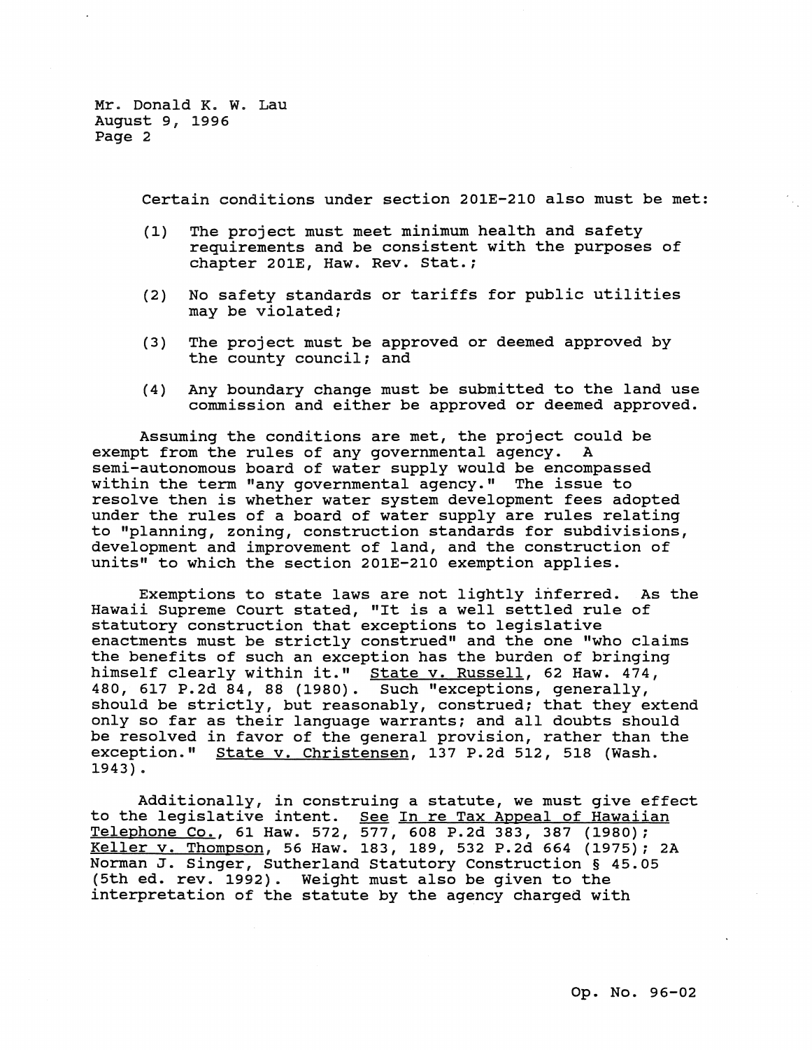Certain conditions under section 201E-210 also must be met:

(1) The project must meet minimum health and safety requirements and be consistent with the purposes of chapter 201E, Haw. Rev. Stat.;

(2) No safety standards or tariffs for public utilities may be violated;

(3) The project must be approved or deemed approved by the county council; and

(4) Any boundary change must be submitted to the land use commission and either be approved or deemed approved.

Assuming the conditions are met, the project could be exempt from the rules of any governmental agency. A semi-autonomous board of water supply would be encompassed within the term "any governmental agency." The issue to resolve then is whether water system development fees adopted under the rules of a board of water supply are rules relating to "planning, zoning, construction standards for subdivisions, development and improvement of land, and the construction of units" to which the section 201E-210 exemption applies.

Exemptions to state laws are not lightly inferred. As the Hawaii Supreme Court stated, "It is a well settled rule of statutory construction that exceptions to legislative enactments must be strictly construed" and the one "who claims the benefits of such an exception has the burden of bringing himself clearly within it." State v. Russell, 62 Haw. 474, 480, 617 P.2d 84, 88 (1980). Such "exceptions, generally, should be strictly, but reasonably, construed; that they extend only so far as their language warrants; and all doubts should be resolved in favor of the general provision, rather than the exception." State v. Christensen, 137 P.2d 512, 518 (Wash. 1943).

Additionally, in construing a statute, we must give effect to the legislative intent. See In re Tax Appeal of Hawaiian Telephone Co., 61 Haw. 572, 577, 608 P.2d 383, 387 (1980); Keller v. Thompson, 56 Haw. 183, 189, 532 P.2d 664 (1975); 2A Norman J. Singer, Sutherland Statutory Construction § 45.05 (5th ed. rev. 1992). Weight must also be given to the interpretation of the statute by the agency charged with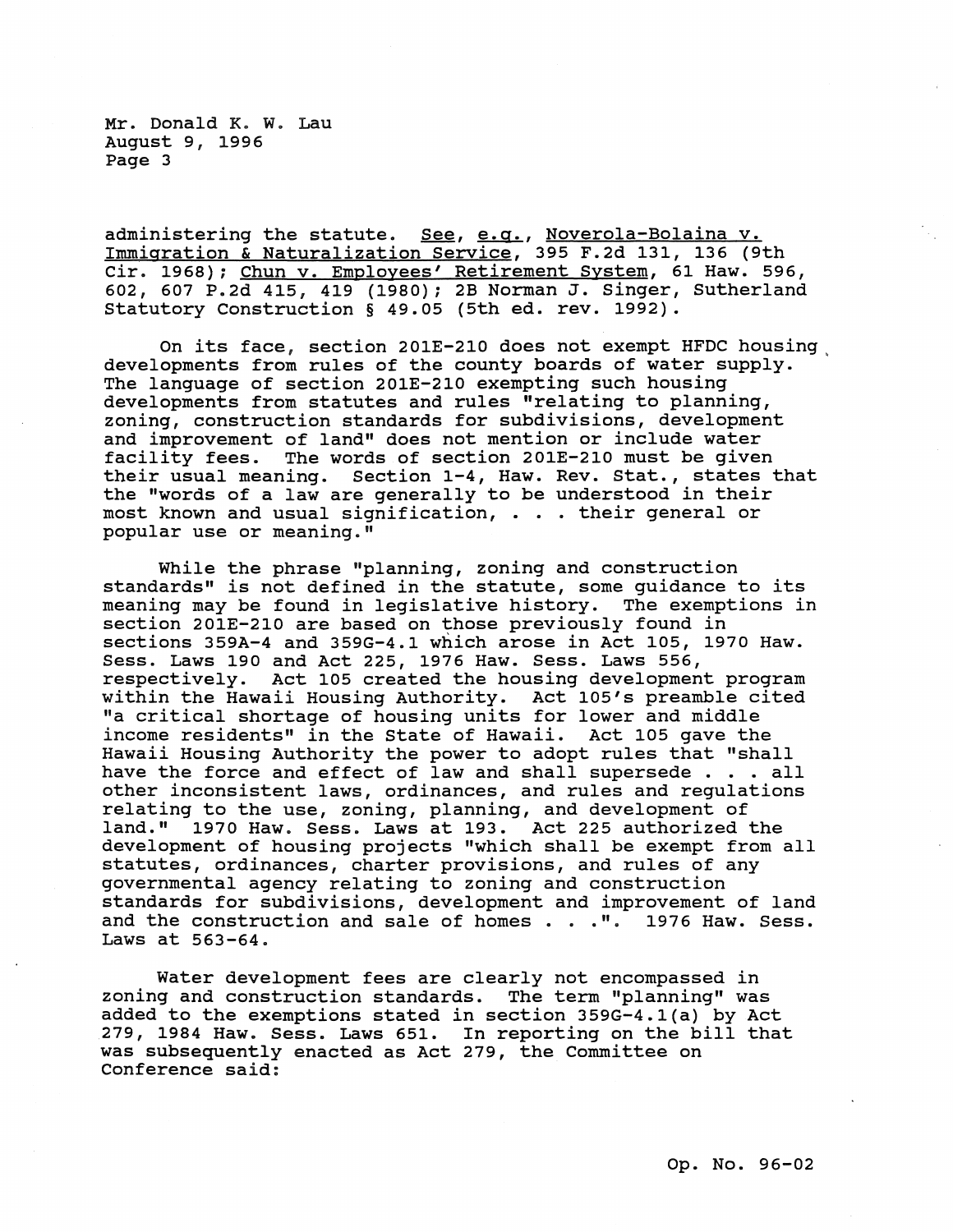administering the statute. See, e.g., Noverola-Bolaina v. Immigration & Naturalization Service, 395 F.2d 131, 136 (9th Cir. 1968); Chun v. Employees' Retirement System, 61 Haw. 596, 602, 607 P.2d 415, 419 (1980); 2B Norman J. Singer, Sutherland Statutory Construction § 49.05 (5th ed. rev. 1992).

On its face, section 201E-210 does not exempt HFDC housing developments from rules of the county boards of water supply. The language of section 201E-210 exempting such housing developments from statutes and rules "relating to planning, zoning, construction standards for subdivisions, development and improvement of land" does not mention or include water facility fees. The words of section 201E-210 must be given their usual meaning. Section 1-4, Haw. Rev. Stat., states that the "words of a law are generally to be understood in their most known and usual signification, . . . their general or popular use or meaning."

While the phrase "planning, zoning and construction standards" is not defined in the statute, some guidance to its meaning may be found in legislative history. The exemptions in section 201E-210 are based on those previously found in sections 359A-4 and 359G-4.1 which arose in Act 105, 1970 Haw. Sess. Laws 190 and Act 225, 1976 Haw. Sess. Laws 556, respectively. Act 105 created the housing development program within the Hawaii Housing Authority. Act 105's preamble cited "a critical shortage of housing units for lower and middle income residents" in the State of Hawaii. Act 105 gave the Hawaii Housing Authority the power to adopt rules that "shall have the force and effect of law and shall supersede . . . all other inconsistent laws, ordinances, and rules and regulations relating to the use, zoning, planning, and development of land." 1970 Haw. Sess. Laws at 193. Act 225 authorized the development of housing projects "which shall be exempt from all statutes, ordinances, charter provisions, and rules of any governmental agency relating to zoning and construction standards for subdivisions, development and improvement of land and the construction and sale of homes . . .". 1976 Haw. Sess. Laws at 563-64.

Water development fees are clearly not encompassed in zoning and construction standards. The term "planning" was added to the exemptions stated in section 359G-4.1(a) by Act 279, 1984 Haw. Sess. Laws 651. In reporting on the bill that was subsequently enacted as Act 279, the Committee on Conference said: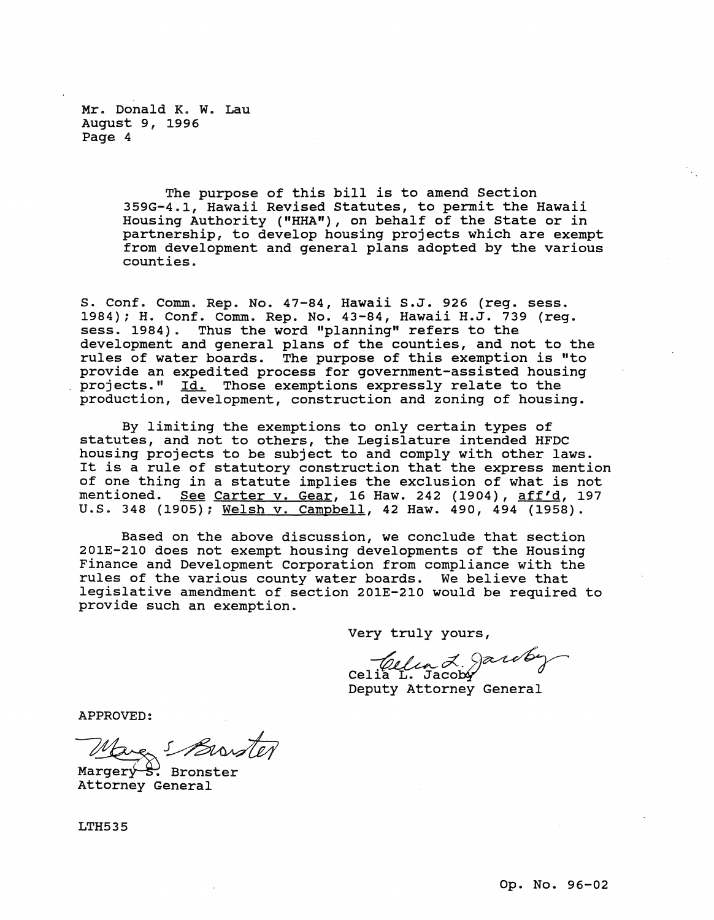Mr. Donald K. W. Lau
August 9, 1996
Page 4

> The purpose of this bill is to amend Section 359G-4.1, Hawaii Revised Statutes, to permit the Hawaii Housing Authority ("HHA"), on behalf of the State or in partnership, to develop housing projects which are exempt from development and general plans adopted by the various counties.

S. Conf. Comm. Rep. No. 47-84, Hawaii S.J. 926 (reg. sess. 1984); H. Conf. Comm. Rep. No. 43-84, Hawaii H.J. 739 (reg. sess. 1984). Thus the word "planning" refers to the development and general plans of the counties, and not to the rules of water boards. The purpose of this exemption is "to provide an expedited process for government-assisted housing projects." Id. Those exemptions expressly relate to the production, development, construction and zoning of housing.

By limiting the exemptions to only certain types of statutes, and not to others, the Legislature intended HFDC housing projects to be subject to and comply with other laws. It is a rule of statutory construction that the express mention of one thing in a statute implies the exclusion of what is not mentioned. See Carter v. Gear, 16 Haw. 242 (1904), aff'd, 197 U.S. 348 (1905); Welsh v. Campbell, 42 Haw. 490, 494 (1958).

Based on the above discussion, we conclude that section 201E-210 does not exempt housing developments of the Housing Finance and Development Corporation from compliance with the rules of the various county water boards. We believe that legislative amendment of section 201E-210 would be required to provide such an exemption.

Very truly yours,

Celia L. Jacoby
Deputy Attorney General

APPROVED:

Margery S. Bronster
Attorney General

LTH535

Op. No. 96-02